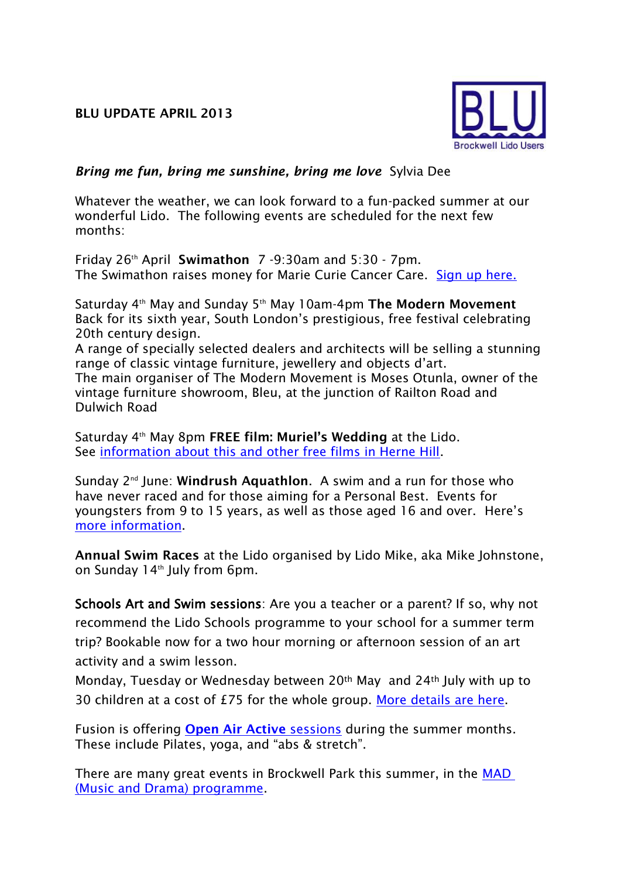# BLU UPDATE APRIL 2013

***Bring me fun, bring me sunshine, bring me love*** Sylvia Dee

Whatever the weather, we can look forward to a fun-packed summer at our wonderful Lido. The following events are scheduled for the next few months:

Friday 26th April **Swimathon** 7 -9:30am and 5:30 - 7pm.
The Swimathon raises money for Marie Curie Cancer Care. Sign up here.

Saturday 4th May and Sunday 5th May 10am-4pm **The Modern Movement**
Back for its sixth year, South London's prestigious, free festival celebrating 20th century design.
A range of specially selected dealers and architects will be selling a stunning range of classic vintage furniture, jewellery and objects d'art.
The main organiser of The Modern Movement is Moses Otunla, owner of the vintage furniture showroom, Bleu, at the junction of Railton Road and Dulwich Road

Saturday 4th May 8pm **FREE film: Muriel's Wedding** at the Lido.
See information about this and other free films in Herne Hill.

Sunday 2nd June: **Windrush Aquathlon**. A swim and a run for those who have never raced and for those aiming for a Personal Best. Events for youngsters from 9 to 15 years, as well as those aged 16 and over. Here's more information.

**Annual Swim Races** at the Lido organised by Lido Mike, aka Mike Johnstone, on Sunday 14th July from 6pm.

**Schools Art and Swim sessions**: Are you a teacher or a parent? If so, why not recommend the Lido Schools programme to your school for a summer term trip? Bookable now for a two hour morning or afternoon session of an art activity and a swim lesson.
Monday, Tuesday or Wednesday between 20th May and 24th July with up to 30 children at a cost of £75 for the whole group. More details are here.

Fusion is offering **Open Air Active** sessions during the summer months. These include Pilates, yoga, and "abs & stretch".

There are many great events in Brockwell Park this summer, in the MAD (Music and Drama) programme.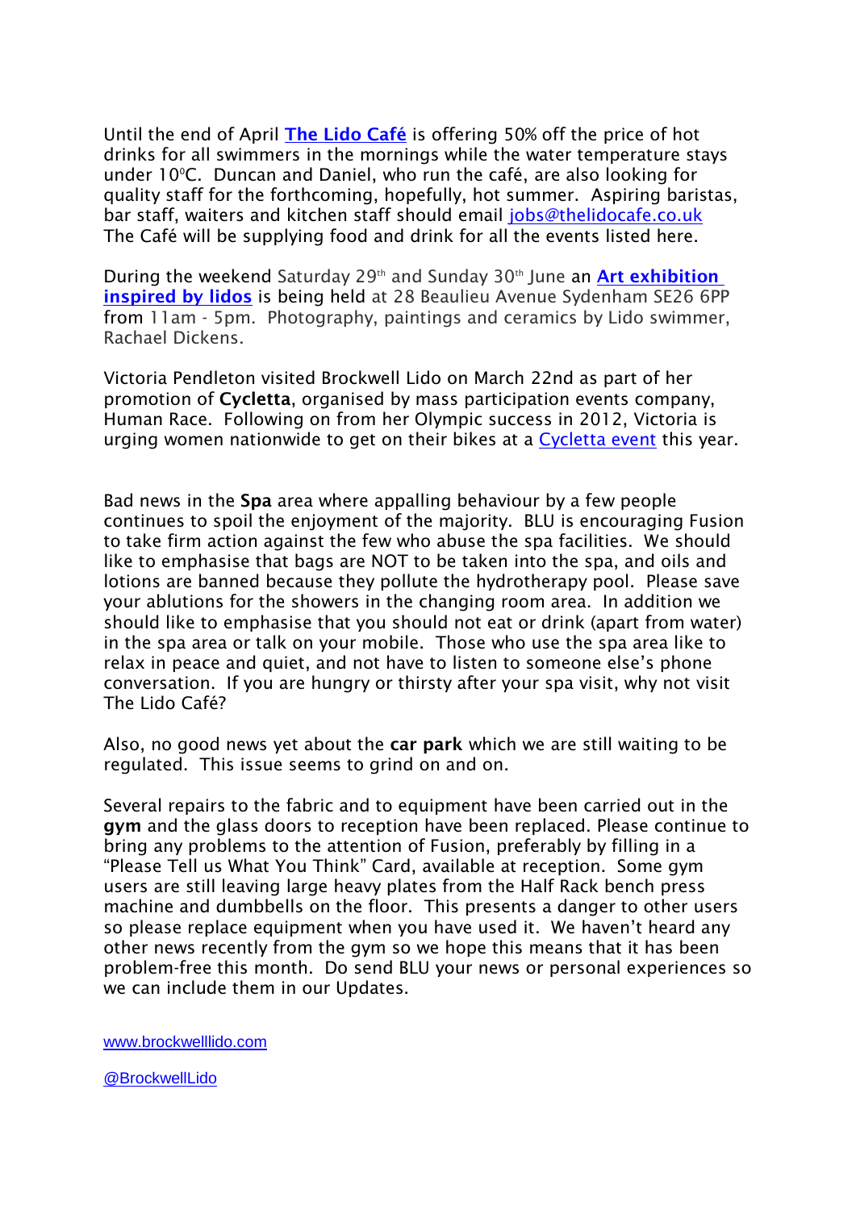Until the end of April **[The Lido Café]** is offering 50% off the price of hot drinks for all swimmers in the mornings while the water temperature stays under 10$^{0}$C. Duncan and Daniel, who run the café, are also looking for quality staff for the forthcoming, hopefully, hot summer. Aspiring baristas, bar staff, waiters and kitchen staff should email jobs@thelidocafe.co.uk The Café will be supplying food and drink for all the events listed here.

During the weekend Saturday 29th and Sunday 30th June an **Art exhibition inspired by lidos** is being held at 28 Beaulieu Avenue Sydenham SE26 6PP from 11am - 5pm. Photography, paintings and ceramics by Lido swimmer, Rachael Dickens.

Victoria Pendleton visited Brockwell Lido on March 22nd as part of her promotion of **Cycletta**, organised by mass participation events company, Human Race. Following on from her Olympic success in 2012, Victoria is urging women nationwide to get on their bikes at a Cycletta event this year.

Bad news in the **Spa** area where appalling behaviour by a few people continues to spoil the enjoyment of the majority. BLU is encouraging Fusion to take firm action against the few who abuse the spa facilities. We should like to emphasise that bags are NOT to be taken into the spa, and oils and lotions are banned because they pollute the hydrotherapy pool. Please save your ablutions for the showers in the changing room area. In addition we should like to emphasise that you should not eat or drink (apart from water) in the spa area or talk on your mobile. Those who use the spa area like to relax in peace and quiet, and not have to listen to someone else's phone conversation. If you are hungry or thirsty after your spa visit, why not visit The Lido Café?

Also, no good news yet about the **car park** which we are still waiting to be regulated. This issue seems to grind on and on.

Several repairs to the fabric and to equipment have been carried out in the **gym** and the glass doors to reception have been replaced. Please continue to bring any problems to the attention of Fusion, preferably by filling in a "Please Tell us What You Think" Card, available at reception. Some gym users are still leaving large heavy plates from the Half Rack bench press machine and dumbbells on the floor. This presents a danger to other users so please replace equipment when you have used it. We haven't heard any other news recently from the gym so we hope this means that it has been problem-free this month. Do send BLU your news or personal experiences so we can include them in our Updates.

www.brockwelllido.com

@BrockwellLido